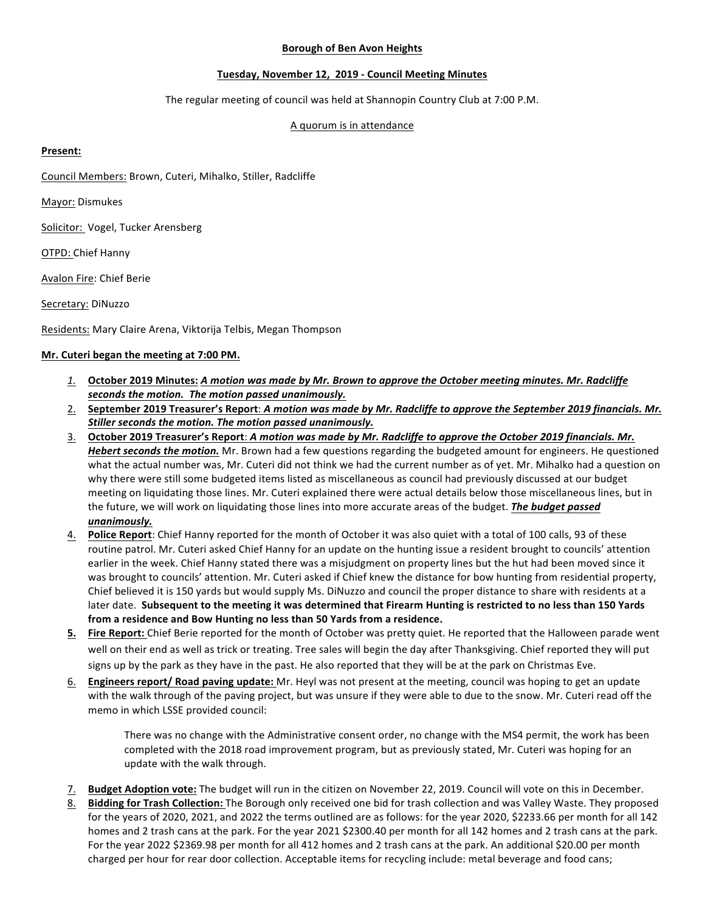**Borough of Ben Avon Heights**

**Tuesday, November 12, 2019 - Council Meeting Minutes**

The regular meeting of council was held at Shannopin Country Club at 7:00 P.M.

A quorum is in attendance

**Present:**

Council Members: Brown, Cuteri, Mihalko, Stiller, Radcliffe

Mayor: Dismukes

Solicitor: Vogel, Tucker Arensberg

OTPD: Chief Hanny

Avalon Fire: Chief Berie

Secretary: DiNuzzo

Residents: Mary Claire Arena, Viktorija Telbis, Megan Thompson

**Mr. Cuteri began the meeting at 7:00 PM.**

1. **October 2019 Minutes:** ***A motion was made by Mr. Brown to approve the October meeting minutes. Mr. Radcliffe seconds the motion. The motion passed unanimously.***
2. **September 2019 Treasurer's Report**: ***A motion was made by Mr. Radcliffe to approve the September 2019 financials. Mr. Stiller seconds the motion. The motion passed unanimously.***
3. **October 2019 Treasurer's Report**: ***A motion was made by Mr. Radcliffe to approve the October 2019 financials. Mr. Hebert seconds the motion.*** Mr. Brown had a few questions regarding the budgeted amount for engineers. He questioned what the actual number was, Mr. Cuteri did not think we had the current number as of yet. Mr. Mihalko had a question on why there were still some budgeted items listed as miscellaneous as council had previously discussed at our budget meeting on liquidating those lines. Mr. Cuteri explained there were actual details below those miscellaneous lines, but in the future, we will work on liquidating those lines into more accurate areas of the budget. ***The budget passed unanimously.***
4. **Police Report**: Chief Hanny reported for the month of October it was also quiet with a total of 100 calls, 93 of these routine patrol. Mr. Cuteri asked Chief Hanny for an update on the hunting issue a resident brought to councils' attention earlier in the week. Chief Hanny stated there was a misjudgment on property lines but the hut had been moved since it was brought to councils' attention. Mr. Cuteri asked if Chief knew the distance for bow hunting from residential property, Chief believed it is 150 yards but would supply Ms. DiNuzzo and council the proper distance to share with residents at a later date. **Subsequent to the meeting it was determined that Firearm Hunting is restricted to no less than 150 Yards from a residence and Bow Hunting no less than 50 Yards from a residence.**
5. **Fire Report:** Chief Berie reported for the month of October was pretty quiet. He reported that the Halloween parade went well on their end as well as trick or treating. Tree sales will begin the day after Thanksgiving. Chief reported they will put signs up by the park as they have in the past. He also reported that they will be at the park on Christmas Eve.
6. **Engineers report/ Road paving update:** Mr. Heyl was not present at the meeting, council was hoping to get an update with the walk through of the paving project, but was unsure if they were able to due to the snow. Mr. Cuteri read off the memo in which LSSE provided council:

   There was no change with the Administrative consent order, no change with the MS4 permit, the work has been completed with the 2018 road improvement program, but as previously stated, Mr. Cuteri was hoping for an update with the walk through.

7. **Budget Adoption vote:** The budget will run in the citizen on November 22, 2019. Council will vote on this in December.
8. **Bidding for Trash Collection:** The Borough only received one bid for trash collection and was Valley Waste. They proposed for the years of 2020, 2021, and 2022 the terms outlined are as follows: for the year 2020, $2233.66 per month for all 142 homes and 2 trash cans at the park. For the year 2021 $2300.40 per month for all 142 homes and 2 trash cans at the park. For the year 2022 $2369.98 per month for all 412 homes and 2 trash cans at the park. An additional $20.00 per month charged per hour for rear door collection. Acceptable items for recycling include: metal beverage and food cans;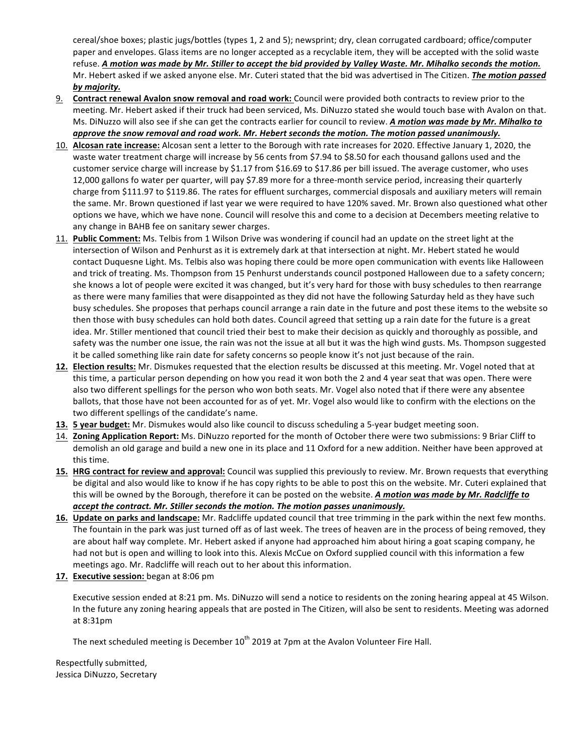cereal/shoe boxes; plastic jugs/bottles (types 1, 2 and 5); newsprint; dry, clean corrugated cardboard; office/computer paper and envelopes. Glass items are no longer accepted as a recyclable item, they will be accepted with the solid waste refuse. ***A motion was made by Mr. Stiller to accept the bid provided by Valley Waste. Mr. Mihalko seconds the motion.*** Mr. Hebert asked if we asked anyone else. Mr. Cuteri stated that the bid was advertised in The Citizen. ***The motion passed by majority.***

9. **Contract renewal Avalon snow removal and road work:** Council were provided both contracts to review prior to the meeting. Mr. Hebert asked if their truck had been serviced, Ms. DiNuzzo stated she would touch base with Avalon on that. Ms. DiNuzzo will also see if she can get the contracts earlier for council to review. ***A motion was made by Mr. Mihalko to approve the snow removal and road work. Mr. Hebert seconds the motion. The motion passed unanimously.***
10. **Alcosan rate increase:** Alcosan sent a letter to the Borough with rate increases for 2020. Effective January 1, 2020, the waste water treatment charge will increase by 56 cents from $7.94 to $8.50 for each thousand gallons used and the customer service charge will increase by $1.17 from $16.69 to $17.86 per bill issued. The average customer, who uses 12,000 gallons fo water per quarter, will pay $7.89 more for a three-month service period, increasing their quarterly charge from $111.97 to $119.86. The rates for effluent surcharges, commercial disposals and auxiliary meters will remain the same. Mr. Brown questioned if last year we were required to have 120% saved. Mr. Brown also questioned what other options we have, which we have none. Council will resolve this and come to a decision at Decembers meeting relative to any change in BAHB fee on sanitary sewer charges.
11. **Public Comment:** Ms. Telbis from 1 Wilson Drive was wondering if council had an update on the street light at the intersection of Wilson and Penhurst as it is extremely dark at that intersection at night. Mr. Hebert stated he would contact Duquesne Light. Ms. Telbis also was hoping there could be more open communication with events like Halloween and trick of treating. Ms. Thompson from 15 Penhurst understands council postponed Halloween due to a safety concern; she knows a lot of people were excited it was changed, but it's very hard for those with busy schedules to then rearrange as there were many families that were disappointed as they did not have the following Saturday held as they have such busy schedules. She proposes that perhaps council arrange a rain date in the future and post these items to the website so then those with busy schedules can hold both dates. Council agreed that setting up a rain date for the future is a great idea. Mr. Stiller mentioned that council tried their best to make their decision as quickly and thoroughly as possible, and safety was the number one issue, the rain was not the issue at all but it was the high wind gusts. Ms. Thompson suggested it be called something like rain date for safety concerns so people know it's not just because of the rain.
12. **Election results:** Mr. Dismukes requested that the election results be discussed at this meeting. Mr. Vogel noted that at this time, a particular person depending on how you read it won both the 2 and 4 year seat that was open. There were also two different spellings for the person who won both seats. Mr. Vogel also noted that if there were any absentee ballots, that those have not been accounted for as of yet. Mr. Vogel also would like to confirm with the elections on the two different spellings of the candidate's name.
13. **5 year budget:** Mr. Dismukes would also like council to discuss scheduling a 5-year budget meeting soon.
14. **Zoning Application Report:** Ms. DiNuzzo reported for the month of October there were two submissions: 9 Briar Cliff to demolish an old garage and build a new one in its place and 11 Oxford for a new addition. Neither have been approved at this time.
15. **HRG contract for review and approval:** Council was supplied this previously to review. Mr. Brown requests that everything be digital and also would like to know if he has copy rights to be able to post this on the website. Mr. Cuteri explained that this will be owned by the Borough, therefore it can be posted on the website. ***A motion was made by Mr. Radcliffe to accept the contract. Mr. Stiller seconds the motion. The motion passes unanimously.***
16. **Update on parks and landscape:** Mr. Radcliffe updated council that tree trimming in the park within the next few months. The fountain in the park was just turned off as of last week. The trees of heaven are in the process of being removed, they are about half way complete. Mr. Hebert asked if anyone had approached him about hiring a goat scaping company, he had not but is open and willing to look into this. Alexis McCue on Oxford supplied council with this information a few meetings ago. Mr. Radcliffe will reach out to her about this information.
17. **Executive session:** began at 8:06 pm

    Executive session ended at 8:21 pm. Ms. DiNuzzo will send a notice to residents on the zoning hearing appeal at 45 Wilson. In the future any zoning hearing appeals that are posted in The Citizen, will also be sent to residents. Meeting was adorned at 8:31pm

    The next scheduled meeting is December 10th 2019 at 7pm at the Avalon Volunteer Fire Hall.

Respectfully submitted,
Jessica DiNuzzo, Secretary